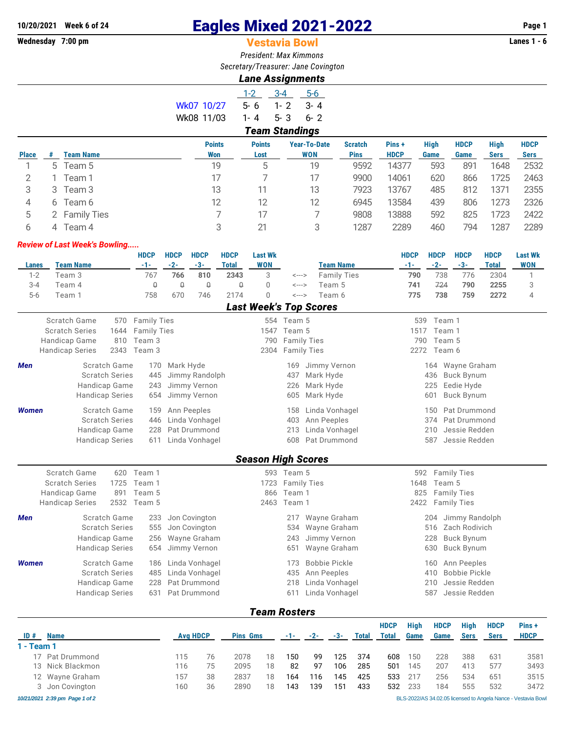10/20/2021 Week 6 of 24

Wednesday 7:00 pm

# Eagles Mixed 2021-2022

## Vestavia Bowl

Lanes 1 - 6

*President: Max Kimmons*

*Secretary/Treasurer: Jane Covington*

### *Lane Assignments*

| | 1-2 | 3-4 | 5-6 |
|---|---|---|---|
| Wk07 10/27 | 5- 6 | 1- 2 | 3- 4 |
| Wk08 11/03 | 1- 4 | 5- 3 | 6- 2 |

### *Team Standings*

| Place | # | Team Name | Points Won | Points Lost | Year-To-Date WON | Scratch Pins | Pins + HDCP | High Game | HDCP Game | High Sers | HDCP Sers |
|---|---|---|---|---|---|---|---|---|---|---|---|
| 1 | 5 | Team 5 | 19 | 5 | 19 | 9592 | 14377 | 593 | 891 | 1648 | 2532 |
| 2 | 1 | Team 1 | 17 | 7 | 17 | 9900 | 14061 | 620 | 866 | 1725 | 2463 |
| 3 | 3 | Team 3 | 13 | 11 | 13 | 7923 | 13767 | 485 | 812 | 1371 | 2355 |
| 4 | 6 | Team 6 | 12 | 12 | 12 | 6945 | 13584 | 439 | 806 | 1273 | 2326 |
| 5 | 2 | Family Ties | 7 | 17 | 7 | 9808 | 13888 | 592 | 825 | 1723 | 2422 |
| 6 | 4 | Team 4 | 3 | 21 | 3 | 1287 | 2289 | 460 | 794 | 1287 | 2289 |

***Review of Last Week's Bowling.....***

| Lanes | Team Name | HDCP -1- | HDCP -2- | HDCP -3- | HDCP Total | Last Wk WON | | Team Name | HDCP -1- | HDCP -2- | HDCP -3- | HDCP Total | Last Wk WON |
|---|---|---|---|---|---|---|---|---|---|---|---|---|---|
| 1-2 | Team 3 | 767 | **766** | **810** | **2343** | 3 | <---> | Family Ties | **790** | 738 | 776 | 2304 | 1 |
| 3-4 | Team 4 | ~~0~~ | ~~0~~ | ~~0~~ | ~~0~~ | 0 | <---> | Team 5 | **741** | ~~724~~ | **790** | **2255** | 3 |
| 5-6 | Team 1 | 758 | 670 | 746 | 2174 | 0 | <---> | Team 6 | **775** | **738** | **759** | **2272** | 4 |

### *Last Week's Top Scores*

| | | | | | | |
|---|---|---|---|---|---|---|
| Scratch Game | 570 | Family Ties | 554 | Team 5 | 539 | Team 1 |
| Scratch Series | 1644 | Family Ties | 1547 | Team 5 | 1517 | Team 1 |
| Handicap Game | 810 | Team 3 | 790 | Family Ties | 790 | Team 5 |
| Handicap Series | 2343 | Team 3 | 2304 | Family Ties | 2272 | Team 6 |

***Men***

| | | | | | | |
|---|---|---|---|---|---|---|
| Scratch Game | 170 | Mark Hyde | 169 | Jimmy Vernon | 164 | Wayne Graham |
| Scratch Series | 445 | Jimmy Randolph | 437 | Mark Hyde | 436 | Buck Bynum |
| Handicap Game | 243 | Jimmy Vernon | 226 | Mark Hyde | 225 | Eedie Hyde |
| Handicap Series | 654 | Jimmy Vernon | 605 | Mark Hyde | 601 | Buck Bynum |

***Women***

| | | | | | | |
|---|---|---|---|---|---|---|
| Scratch Game | 159 | Ann Peeples | 158 | Linda Vonhagel | 150 | Pat Drummond |
| Scratch Series | 446 | Linda Vonhagel | 403 | Ann Peeples | 374 | Pat Drummond |
| Handicap Game | 228 | Pat Drummond | 213 | Linda Vonhagel | 210 | Jessie Redden |
| Handicap Series | 611 | Linda Vonhagel | 608 | Pat Drummond | 587 | Jessie Redden |

### *Season High Scores*

| | | | | | | |
|---|---|---|---|---|---|---|
| Scratch Game | 620 | Team 1 | 593 | Team 5 | 592 | Family Ties |
| Scratch Series | 1725 | Team 1 | 1723 | Family Ties | 1648 | Team 5 |
| Handicap Game | 891 | Team 5 | 866 | Team 1 | 825 | Family Ties |
| Handicap Series | 2532 | Team 5 | 2463 | Team 1 | 2422 | Family Ties |

***Men***

| | | | | | | |
|---|---|---|---|---|---|---|
| Scratch Game | 233 | Jon Covington | 217 | Wayne Graham | 204 | Jimmy Randolph |
| Scratch Series | 555 | Jon Covington | 534 | Wayne Graham | 516 | Zach Rodivich |
| Handicap Game | 256 | Wayne Graham | 243 | Jimmy Vernon | 228 | Buck Bynum |
| Handicap Series | 654 | Jimmy Vernon | 651 | Wayne Graham | 630 | Buck Bynum |

***Women***

| | | | | | | |
|---|---|---|---|---|---|---|
| Scratch Game | 186 | Linda Vonhagel | 173 | Bobbie Pickle | 160 | Ann Peeples |
| Scratch Series | 485 | Linda Vonhagel | 435 | Ann Peeples | 410 | Bobbie Pickle |
| Handicap Game | 228 | Pat Drummond | 218 | Linda Vonhagel | 210 | Jessie Redden |
| Handicap Series | 631 | Pat Drummond | 611 | Linda Vonhagel | 587 | Jessie Redden |

### *Team Rosters*

| ID # | Name | Avg | HDCP | Pins | Gms | -1- | -2- | -3- | Total | HDCP Total | High Game | HDCP Game | High Sers | HDCP Sers | Pins + HDCP |
|---|---|---|---|---|---|---|---|---|---|---|---|---|---|---|---|
| **1 - Team 1** | | | | | | | | | | | | | | | |
| 17 | Pat Drummond | 115 | 76 | 2078 | 18 | 150 | 99 | 125 | 374 | 608 | 150 | 228 | 388 | 631 | 3581 |
| 13 | Nick Blackmon | 116 | 75 | 2095 | 18 | 82 | 97 | 106 | 285 | 501 | 145 | 207 | 413 | 577 | 3493 |
| 12 | Wayne Graham | 157 | 38 | 2837 | 18 | 164 | 116 | 145 | 425 | 533 | 217 | 256 | 534 | 651 | 3515 |
| 3 | Jon Covington | 160 | 36 | 2890 | 18 | 143 | 139 | 151 | 433 | 532 | 233 | 184 | 555 | 532 | 3472 |

*10/21/2021 2:39 pm* BLS-2022/AS 34.02.05 licensed to Angela Nance - Vestavia Bowl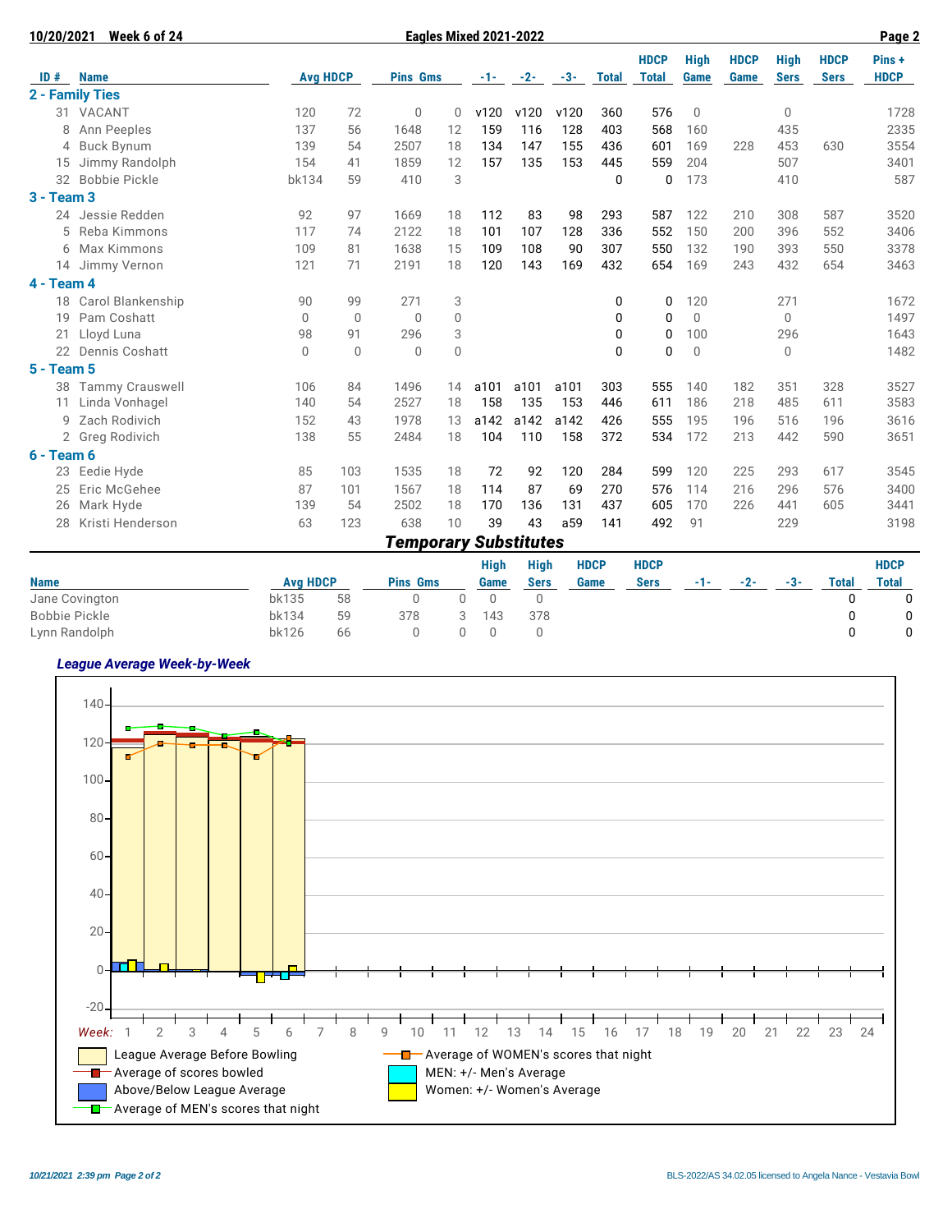**10/20/2021 Week 6 of 24** **Eagles Mixed 2021-2022**

| ID # | Name | Avg | HDCP | Pins | Gms | -1- | -2- | -3- | Total | HDCP Total | High Game | HDCP Game | High Sers | HDCP Sers | Pins + HDCP |
|---|---|---|---|---|---|---|---|---|---|---|---|---|---|---|---|
| **2 - Family Ties** | | | | | | | | | | | | | | | |
| 31 | VACANT | 120 | 72 | 0 | 0 | v120 | v120 | v120 | 360 | 576 | 0 | | 0 | | 1728 |
| 8 | Ann Peeples | 137 | 56 | 1648 | 12 | 159 | 116 | 128 | 403 | 568 | 160 | | 435 | | 2335 |
| 4 | Buck Bynum | 139 | 54 | 2507 | 18 | 134 | 147 | 155 | 436 | 601 | 169 | 228 | 453 | 630 | 3554 |
| 15 | Jimmy Randolph | 154 | 41 | 1859 | 12 | 157 | 135 | 153 | 445 | 559 | 204 | | 507 | | 3401 |
| 32 | Bobbie Pickle | bk134 | 59 | 410 | 3 | | | | 0 | 0 | 173 | | 410 | | 587 |
| **3 - Team 3** | | | | | | | | | | | | | | | |
| 24 | Jessie Redden | 92 | 97 | 1669 | 18 | 112 | 83 | 98 | 293 | 587 | 122 | 210 | 308 | 587 | 3520 |
| 5 | Reba Kimmons | 117 | 74 | 2122 | 18 | 101 | 107 | 128 | 336 | 552 | 150 | 200 | 396 | 552 | 3406 |
| 6 | Max Kimmons | 109 | 81 | 1638 | 15 | 109 | 108 | 90 | 307 | 550 | 132 | 190 | 393 | 550 | 3378 |
| 14 | Jimmy Vernon | 121 | 71 | 2191 | 18 | 120 | 143 | 169 | 432 | 654 | 169 | 243 | 432 | 654 | 3463 |
| **4 - Team 4** | | | | | | | | | | | | | | | |
| 18 | Carol Blankenship | 90 | 99 | 271 | 3 | | | | 0 | 0 | 120 | | 271 | | 1672 |
| 19 | Pam Coshatt | 0 | 0 | 0 | 0 | | | | 0 | 0 | 0 | | 0 | | 1497 |
| 21 | Lloyd Luna | 98 | 91 | 296 | 3 | | | | 0 | 0 | 100 | | 296 | | 1643 |
| 22 | Dennis Coshatt | 0 | 0 | 0 | 0 | | | | 0 | 0 | 0 | | 0 | | 1482 |
| **5 - Team 5** | | | | | | | | | | | | | | | |
| 38 | Tammy Crauswell | 106 | 84 | 1496 | 14 | a101 | a101 | a101 | 303 | 555 | 140 | 182 | 351 | 328 | 3527 |
| 11 | Linda Vonhagel | 140 | 54 | 2527 | 18 | 158 | 135 | 153 | 446 | 611 | 186 | 218 | 485 | 611 | 3583 |
| 9 | Zach Rodivich | 152 | 43 | 1978 | 13 | a142 | a142 | a142 | 426 | 555 | 195 | 196 | 516 | 196 | 3616 |
| 2 | Greg Rodivich | 138 | 55 | 2484 | 18 | 104 | 110 | 158 | 372 | 534 | 172 | 213 | 442 | 590 | 3651 |
| **6 - Team 6** | | | | | | | | | | | | | | | |
| 23 | Eedie Hyde | 85 | 103 | 1535 | 18 | 72 | 92 | 120 | 284 | 599 | 120 | 225 | 293 | 617 | 3545 |
| 25 | Eric McGehee | 87 | 101 | 1567 | 18 | 114 | 87 | 69 | 270 | 576 | 114 | 216 | 296 | 576 | 3400 |
| 26 | Mark Hyde | 139 | 54 | 2502 | 18 | 170 | 136 | 131 | 437 | 605 | 170 | 226 | 441 | 605 | 3441 |
| 28 | Kristi Henderson | 63 | 123 | 638 | 10 | 39 | 43 | a59 | 141 | 492 | 91 | | 229 | | 3198 |

## *Temporary Substitutes*

| Name | Avg | HDCP | Pins | Gms | High Game | High Sers | HDCP Game | HDCP Sers | -1- | -2- | -3- | Total | HDCP Total |
|---|---|---|---|---|---|---|---|---|---|---|---|---|---|
| Jane Covington | bk135 | 58 | 0 | 0 | 0 | 0 | | | | | | 0 | 0 |
| Bobbie Pickle | bk134 | 59 | 378 | 3 | 143 | 378 | | | | | | 0 | 0 |
| Lynn Randolph | bk126 | 66 | 0 | 0 | 0 | 0 | | | | | | 0 | 0 |

### *League Average Week-by-Week*

140
120
100
80
60
40
20
0
-20

Week: 1 2 3 4 5 6 7 8 9 10 11 12 13 14 15 16 17 18 19 20 21 22 23 24

League Average Before Bowling
Average of scores bowled
Above/Below League Average
Average of MEN's scores that night
Average of WOMEN's scores that night
MEN: +/- Men's Average
Women: +/- Women's Average

*10/21/2021 2:39 pm Page 2 of 2* BLS-2022/AS 34.02.05 licensed to Angela Nance - Vestavia Bowl